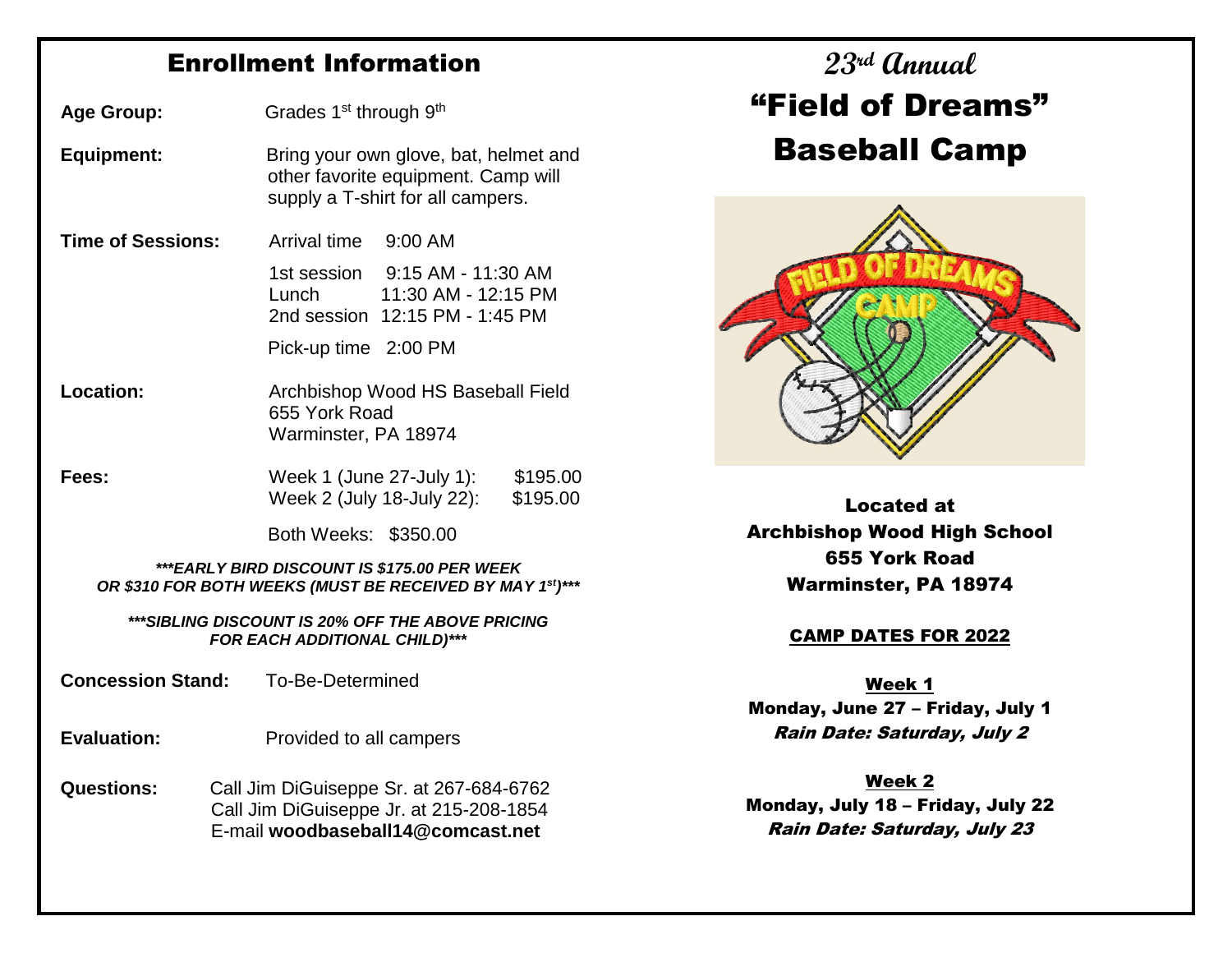## Enrollment Information

**Age Group:** Grades 1st through 9th

**Equipment:** Bring your own glove, bat, helmet and other favorite equipment. Camp will supply a T-shirt for all campers.

**Time of Sessions:**

Arrival time 9:00 AM

1st session 9:15 AM - 11:30 AM
Lunch 11:30 AM - 12:15 PM
2nd session 12:15 PM - 1:45 PM

Pick-up time 2:00 PM

**Location:** Archbishop Wood HS Baseball Field
655 York Road
Warminster, PA 18974

**Fees:**

Week 1 (June 27-July 1): $195.00
Week 2 (July 18-July 22): $195.00

Both Weeks: $350.00

***\*\*\*EARLY BIRD DISCOUNT IS $175.00 PER WEEK OR $310 FOR BOTH WEEKS (MUST BE RECEIVED BY MAY 1st)\*\*\****

***\*\*\*SIBLING DISCOUNT IS 20% OFF THE ABOVE PRICING FOR EACH ADDITIONAL CHILD)\*\*\****

**Concession Stand:** To-Be-Determined

**Evaluation:** Provided to all campers

**Questions:** Call Jim DiGuiseppe Sr. at 267-684-6762
Call Jim DiGuiseppe Jr. at 215-208-1854
E-mail **woodbaseball14@comcast.net**

# 23rd Annual "Field of Dreams" Baseball Camp

**Located at**
**Archbishop Wood High School**
**655 York Road**
**Warminster, PA 18974**

**CAMP DATES FOR 2022**

**Week 1**
**Monday, June 27 – Friday, July 1**
***Rain Date: Saturday, July 2***

**Week 2**
**Monday, July 18 – Friday, July 22**
***Rain Date: Saturday, July 23***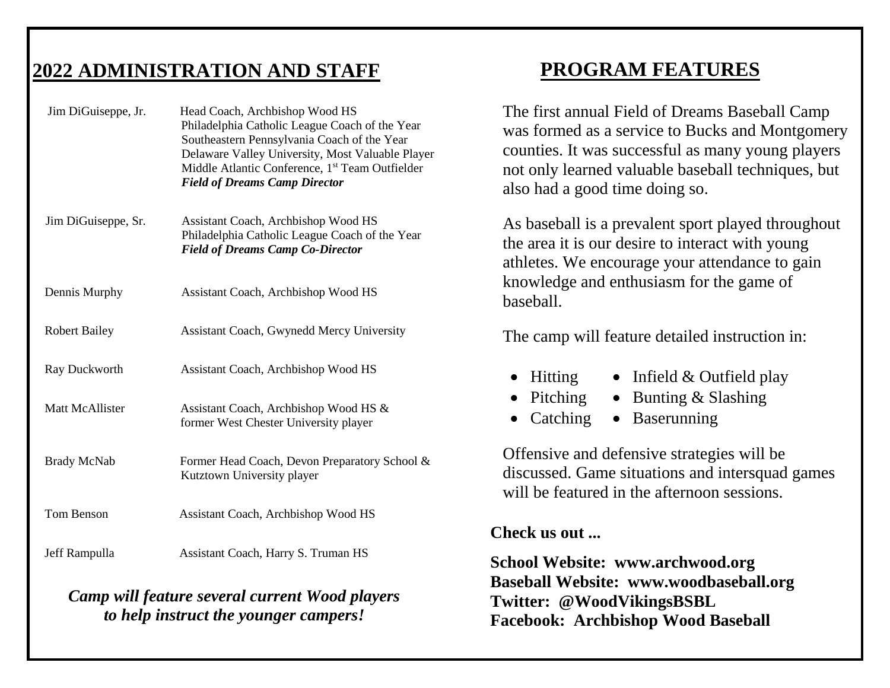## 2022 ADMINISTRATION AND STAFF

**Jim DiGuiseppe, Jr.**
Head Coach, Archbishop Wood HS
Philadelphia Catholic League Coach of the Year
Southeastern Pennsylvania Coach of the Year
Delaware Valley University, Most Valuable Player
Middle Atlantic Conference, 1st Team Outfielder
***Field of Dreams Camp Director***

**Jim DiGuiseppe, Sr.**
Assistant Coach, Archbishop Wood HS
Philadelphia Catholic League Coach of the Year
***Field of Dreams Camp Co-Director***

**Dennis Murphy**
Assistant Coach, Archbishop Wood HS

**Robert Bailey**
Assistant Coach, Gwynedd Mercy University

**Ray Duckworth**
Assistant Coach, Archbishop Wood HS

**Matt McAllister**
Assistant Coach, Archbishop Wood HS & former West Chester University player

**Brady McNab**
Former Head Coach, Devon Preparatory School & Kutztown University player

**Tom Benson**
Assistant Coach, Archbishop Wood HS

**Jeff Rampulla**
Assistant Coach, Harry S. Truman HS

***Camp will feature several current Wood players to help instruct the younger campers!***

## PROGRAM FEATURES

The first annual Field of Dreams Baseball Camp was formed as a service to Bucks and Montgomery counties. It was successful as many young players not only learned valuable baseball techniques, but also had a good time doing so.

As baseball is a prevalent sport played throughout the area it is our desire to interact with young athletes. We encourage your attendance to gain knowledge and enthusiasm for the game of baseball.

The camp will feature detailed instruction in:

- Hitting
- Pitching
- Catching
- Infield & Outfield play
- Bunting & Slashing
- Baserunning

Offensive and defensive strategies will be discussed. Game situations and intersquad games will be featured in the afternoon sessions.

**Check us out ...**

**School Website: www.archwood.org**
**Baseball Website: www.woodbaseball.org**
**Twitter: @WoodVikingsBSBL**
**Facebook: Archbishop Wood Baseball**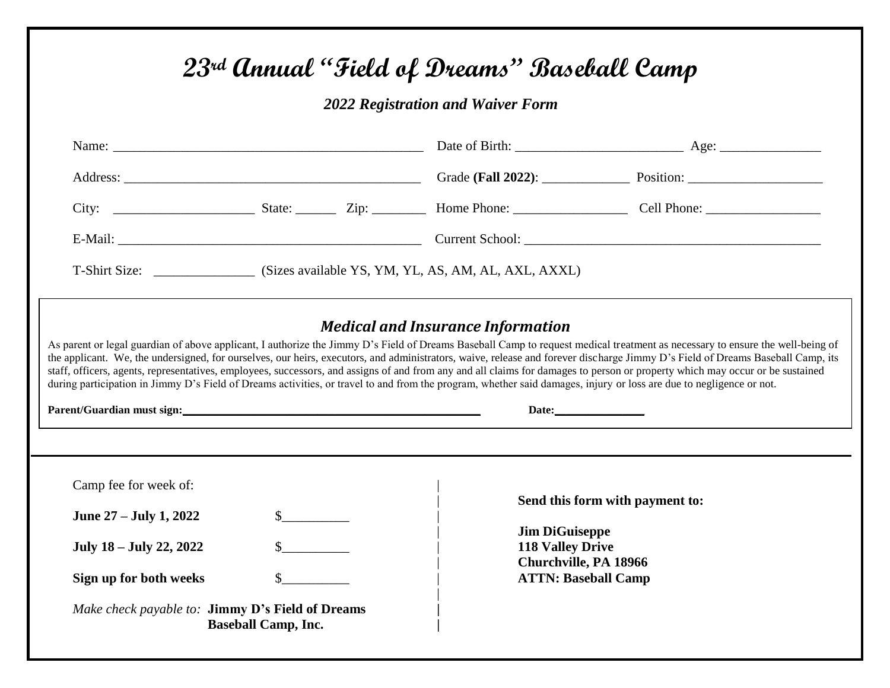# 23rd Annual "Field of Dreams" Baseball Camp

***2022 Registration and Waiver Form***

Name: _______________________________________________ Date of Birth: _________________________ Age: _______________

Address: ____________________________________________ Grade **(Fall 2022)**: _____________ Position: ____________________

City: ____________________ State: ______ Zip: ________ Home Phone: _________________ Cell Phone: _________________

E-Mail: _____________________________________________ Current School: ____________________________________________

T-Shirt Size: _______________ (Sizes available YS, YM, YL, AS, AM, AL, AXL, AXXL)

## *Medical and Insurance Information*

As parent or legal guardian of above applicant, I authorize the Jimmy D's Field of Dreams Baseball Camp to request medical treatment as necessary to ensure the well-being of the applicant. We, the undersigned, for ourselves, our heirs, executors, and administrators, waive, release and forever discharge Jimmy D's Field of Dreams Baseball Camp, its staff, officers, agents, representatives, employees, successors, and assigns of and from any and all claims for damages to person or property which may occur or be sustained during participation in Jimmy D's Field of Dreams activities, or travel to and from the program, whether said damages, injury or loss are due to negligence or not.

**Parent/Guardian must sign:**_______________________________________________ **Date:**_______________

---

Camp fee for week of:

**June 27 – July 1, 2022** $__________

**July 18 – July 22, 2022** $__________

**Sign up for both weeks** $__________

*Make check payable to:* **Jimmy D's Field of Dreams Baseball Camp, Inc.**

**Send this form with payment to:**

**Jim DiGuiseppe**
**118 Valley Drive**
**Churchville, PA 18966**
**ATTN: Baseball Camp**